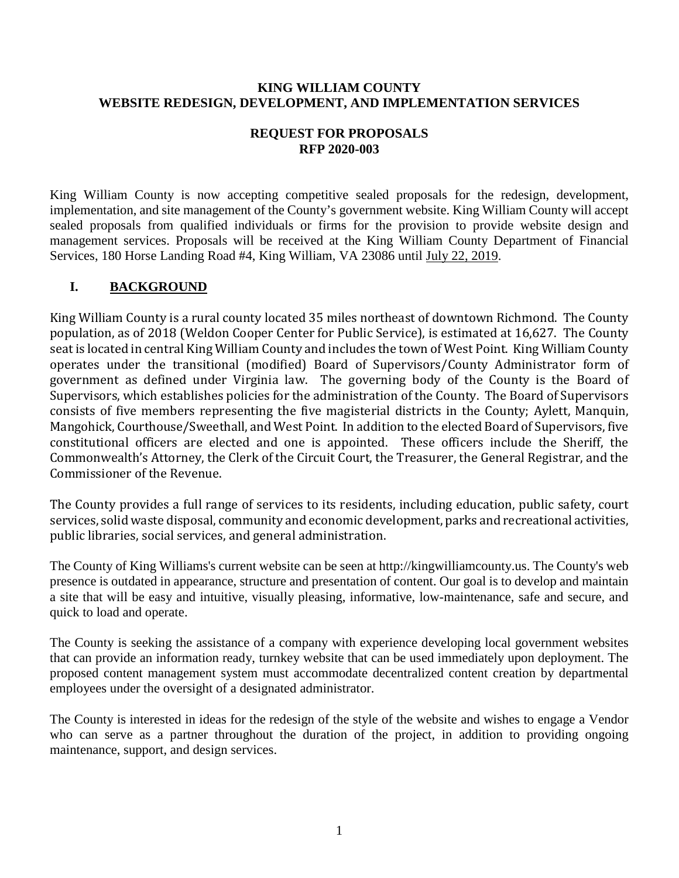**KING WILLIAM COUNTY**
**WEBSITE REDESIGN, DEVELOPMENT, AND IMPLEMENTATION SERVICES**

**REQUEST FOR PROPOSALS**
**RFP 2020-003**

King William County is now accepting competitive sealed proposals for the redesign, development, implementation, and site management of the County's government website. King William County will accept sealed proposals from qualified individuals or firms for the provision to provide website design and management services. Proposals will be received at the King William County Department of Financial Services, 180 Horse Landing Road #4, King William, VA 23086 until <u>July 22, 2019</u>.

## I. <u>BACKGROUND</u>

King William County is a rural county located 35 miles northeast of downtown Richmond. The County population, as of 2018 (Weldon Cooper Center for Public Service), is estimated at 16,627. The County seat is located in central King William County and includes the town of West Point. King William County operates under the transitional (modified) Board of Supervisors/County Administrator form of government as defined under Virginia law. The governing body of the County is the Board of Supervisors, which establishes policies for the administration of the County. The Board of Supervisors consists of five members representing the five magisterial districts in the County; Aylett, Manquin, Mangohick, Courthouse/Sweethall, and West Point. In addition to the elected Board of Supervisors, five constitutional officers are elected and one is appointed. These officers include the Sheriff, the Commonwealth's Attorney, the Clerk of the Circuit Court, the Treasurer, the General Registrar, and the Commissioner of the Revenue.

The County provides a full range of services to its residents, including education, public safety, court services, solid waste disposal, community and economic development, parks and recreational activities, public libraries, social services, and general administration.

The County of King Williams's current website can be seen at http://kingwilliamcounty.us. The County's web presence is outdated in appearance, structure and presentation of content. Our goal is to develop and maintain a site that will be easy and intuitive, visually pleasing, informative, low-maintenance, safe and secure, and quick to load and operate.

The County is seeking the assistance of a company with experience developing local government websites that can provide an information ready, turnkey website that can be used immediately upon deployment. The proposed content management system must accommodate decentralized content creation by departmental employees under the oversight of a designated administrator.

The County is interested in ideas for the redesign of the style of the website and wishes to engage a Vendor who can serve as a partner throughout the duration of the project, in addition to providing ongoing maintenance, support, and design services.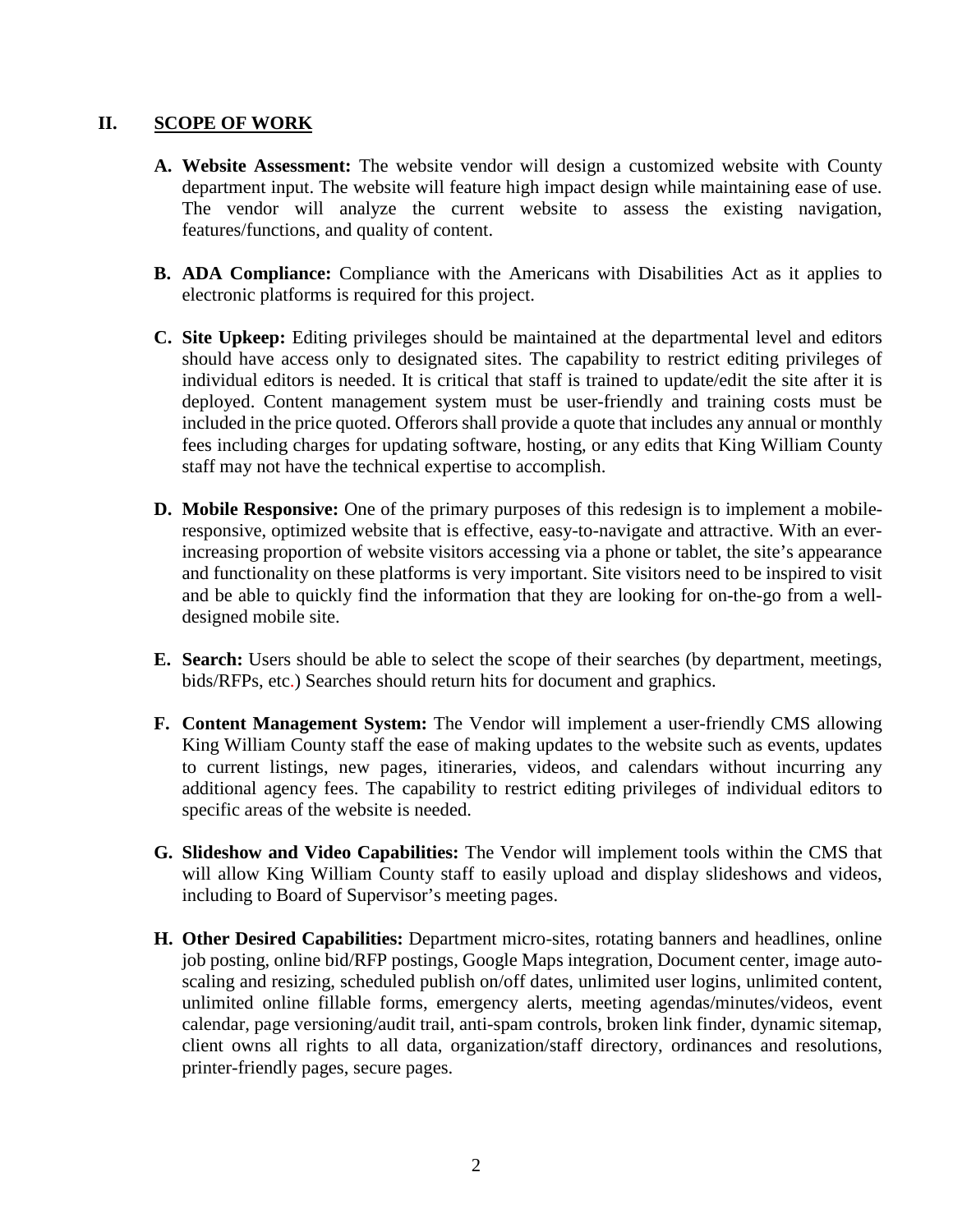## II. SCOPE OF WORK

**A. Website Assessment:** The website vendor will design a customized website with County department input. The website will feature high impact design while maintaining ease of use. The vendor will analyze the current website to assess the existing navigation, features/functions, and quality of content.

**B. ADA Compliance:** Compliance with the Americans with Disabilities Act as it applies to electronic platforms is required for this project.

**C. Site Upkeep:** Editing privileges should be maintained at the departmental level and editors should have access only to designated sites. The capability to restrict editing privileges of individual editors is needed. It is critical that staff is trained to update/edit the site after it is deployed. Content management system must be user-friendly and training costs must be included in the price quoted. Offerors shall provide a quote that includes any annual or monthly fees including charges for updating software, hosting, or any edits that King William County staff may not have the technical expertise to accomplish.

**D. Mobile Responsive:** One of the primary purposes of this redesign is to implement a mobile-responsive, optimized website that is effective, easy-to-navigate and attractive. With an ever-increasing proportion of website visitors accessing via a phone or tablet, the site's appearance and functionality on these platforms is very important. Site visitors need to be inspired to visit and be able to quickly find the information that they are looking for on-the-go from a well-designed mobile site.

**E. Search:** Users should be able to select the scope of their searches (by department, meetings, bids/RFPs, etc.) Searches should return hits for document and graphics.

**F. Content Management System:** The Vendor will implement a user-friendly CMS allowing King William County staff the ease of making updates to the website such as events, updates to current listings, new pages, itineraries, videos, and calendars without incurring any additional agency fees. The capability to restrict editing privileges of individual editors to specific areas of the website is needed.

**G. Slideshow and Video Capabilities:** The Vendor will implement tools within the CMS that will allow King William County staff to easily upload and display slideshows and videos, including to Board of Supervisor's meeting pages.

**H. Other Desired Capabilities:** Department micro-sites, rotating banners and headlines, online job posting, online bid/RFP postings, Google Maps integration, Document center, image auto-scaling and resizing, scheduled publish on/off dates, unlimited user logins, unlimited content, unlimited online fillable forms, emergency alerts, meeting agendas/minutes/videos, event calendar, page versioning/audit trail, anti-spam controls, broken link finder, dynamic sitemap, client owns all rights to all data, organization/staff directory, ordinances and resolutions, printer-friendly pages, secure pages.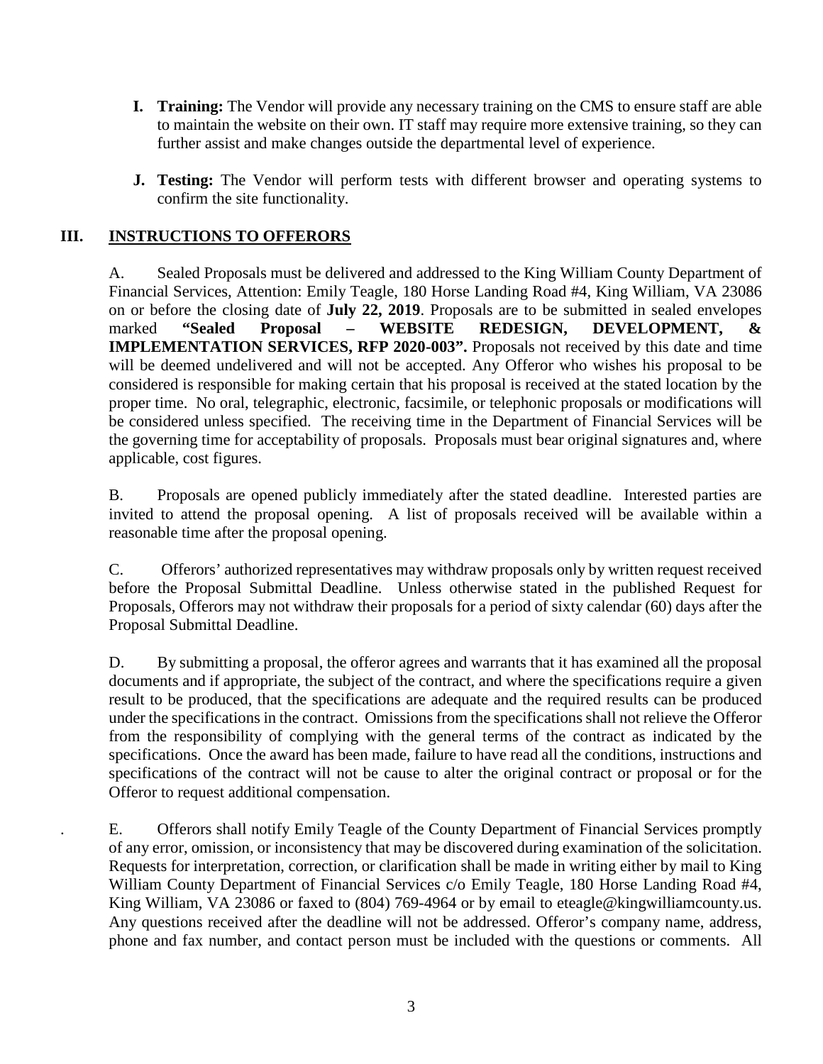**I. Training:** The Vendor will provide any necessary training on the CMS to ensure staff are able to maintain the website on their own. IT staff may require more extensive training, so they can further assist and make changes outside the departmental level of experience.

**J. Testing:** The Vendor will perform tests with different browser and operating systems to confirm the site functionality.

## III. INSTRUCTIONS TO OFFERORS

A. Sealed Proposals must be delivered and addressed to the King William County Department of Financial Services, Attention: Emily Teagle, 180 Horse Landing Road #4, King William, VA 23086 on or before the closing date of **July 22, 2019**. Proposals are to be submitted in sealed envelopes marked **"Sealed Proposal – WEBSITE REDESIGN, DEVELOPMENT, & IMPLEMENTATION SERVICES, RFP 2020-003".** Proposals not received by this date and time will be deemed undelivered and will not be accepted. Any Offeror who wishes his proposal to be considered is responsible for making certain that his proposal is received at the stated location by the proper time. No oral, telegraphic, electronic, facsimile, or telephonic proposals or modifications will be considered unless specified. The receiving time in the Department of Financial Services will be the governing time for acceptability of proposals. Proposals must bear original signatures and, where applicable, cost figures.

B. Proposals are opened publicly immediately after the stated deadline. Interested parties are invited to attend the proposal opening. A list of proposals received will be available within a reasonable time after the proposal opening.

C. Offerors' authorized representatives may withdraw proposals only by written request received before the Proposal Submittal Deadline. Unless otherwise stated in the published Request for Proposals, Offerors may not withdraw their proposals for a period of sixty calendar (60) days after the Proposal Submittal Deadline.

D. By submitting a proposal, the offeror agrees and warrants that it has examined all the proposal documents and if appropriate, the subject of the contract, and where the specifications require a given result to be produced, that the specifications are adequate and the required results can be produced under the specifications in the contract. Omissions from the specifications shall not relieve the Offeror from the responsibility of complying with the general terms of the contract as indicated by the specifications. Once the award has been made, failure to have read all the conditions, instructions and specifications of the contract will not be cause to alter the original contract or proposal or for the Offeror to request additional compensation.

E. Offerors shall notify Emily Teagle of the County Department of Financial Services promptly of any error, omission, or inconsistency that may be discovered during examination of the solicitation. Requests for interpretation, correction, or clarification shall be made in writing either by mail to King William County Department of Financial Services c/o Emily Teagle, 180 Horse Landing Road #4, King William, VA 23086 or faxed to (804) 769-4964 or by email to eteagle@kingwilliamcounty.us. Any questions received after the deadline will not be addressed. Offeror's company name, address, phone and fax number, and contact person must be included with the questions or comments. All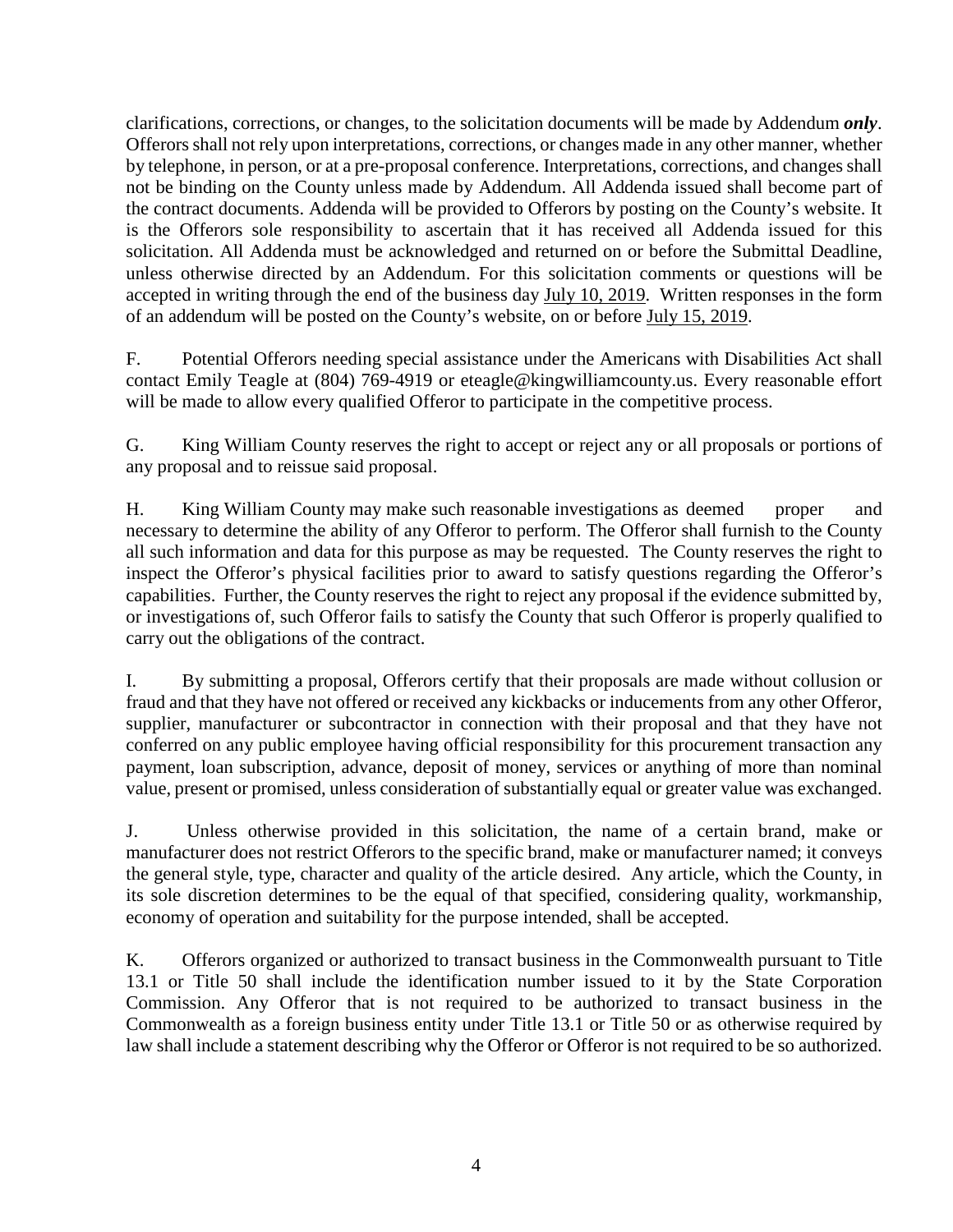clarifications, corrections, or changes, to the solicitation documents will be made by Addendum ***only***. Offerors shall not rely upon interpretations, corrections, or changes made in any other manner, whether by telephone, in person, or at a pre-proposal conference. Interpretations, corrections, and changes shall not be binding on the County unless made by Addendum. All Addenda issued shall become part of the contract documents. Addenda will be provided to Offerors by posting on the County's website. It is the Offerors sole responsibility to ascertain that it has received all Addenda issued for this solicitation. All Addenda must be acknowledged and returned on or before the Submittal Deadline, unless otherwise directed by an Addendum. For this solicitation comments or questions will be accepted in writing through the end of the business day July 10, 2019. Written responses in the form of an addendum will be posted on the County's website, on or before July 15, 2019.

F. Potential Offerors needing special assistance under the Americans with Disabilities Act shall contact Emily Teagle at (804) 769-4919 or eteagle@kingwilliamcounty.us. Every reasonable effort will be made to allow every qualified Offeror to participate in the competitive process.

G. King William County reserves the right to accept or reject any or all proposals or portions of any proposal and to reissue said proposal.

H. King William County may make such reasonable investigations as deemed proper and necessary to determine the ability of any Offeror to perform. The Offeror shall furnish to the County all such information and data for this purpose as may be requested. The County reserves the right to inspect the Offeror's physical facilities prior to award to satisfy questions regarding the Offeror's capabilities. Further, the County reserves the right to reject any proposal if the evidence submitted by, or investigations of, such Offeror fails to satisfy the County that such Offeror is properly qualified to carry out the obligations of the contract.

I. By submitting a proposal, Offerors certify that their proposals are made without collusion or fraud and that they have not offered or received any kickbacks or inducements from any other Offeror, supplier, manufacturer or subcontractor in connection with their proposal and that they have not conferred on any public employee having official responsibility for this procurement transaction any payment, loan subscription, advance, deposit of money, services or anything of more than nominal value, present or promised, unless consideration of substantially equal or greater value was exchanged.

J. Unless otherwise provided in this solicitation, the name of a certain brand, make or manufacturer does not restrict Offerors to the specific brand, make or manufacturer named; it conveys the general style, type, character and quality of the article desired. Any article, which the County, in its sole discretion determines to be the equal of that specified, considering quality, workmanship, economy of operation and suitability for the purpose intended, shall be accepted.

K. Offerors organized or authorized to transact business in the Commonwealth pursuant to Title 13.1 or Title 50 shall include the identification number issued to it by the State Corporation Commission. Any Offeror that is not required to be authorized to transact business in the Commonwealth as a foreign business entity under Title 13.1 or Title 50 or as otherwise required by law shall include a statement describing why the Offeror or Offeror is not required to be so authorized.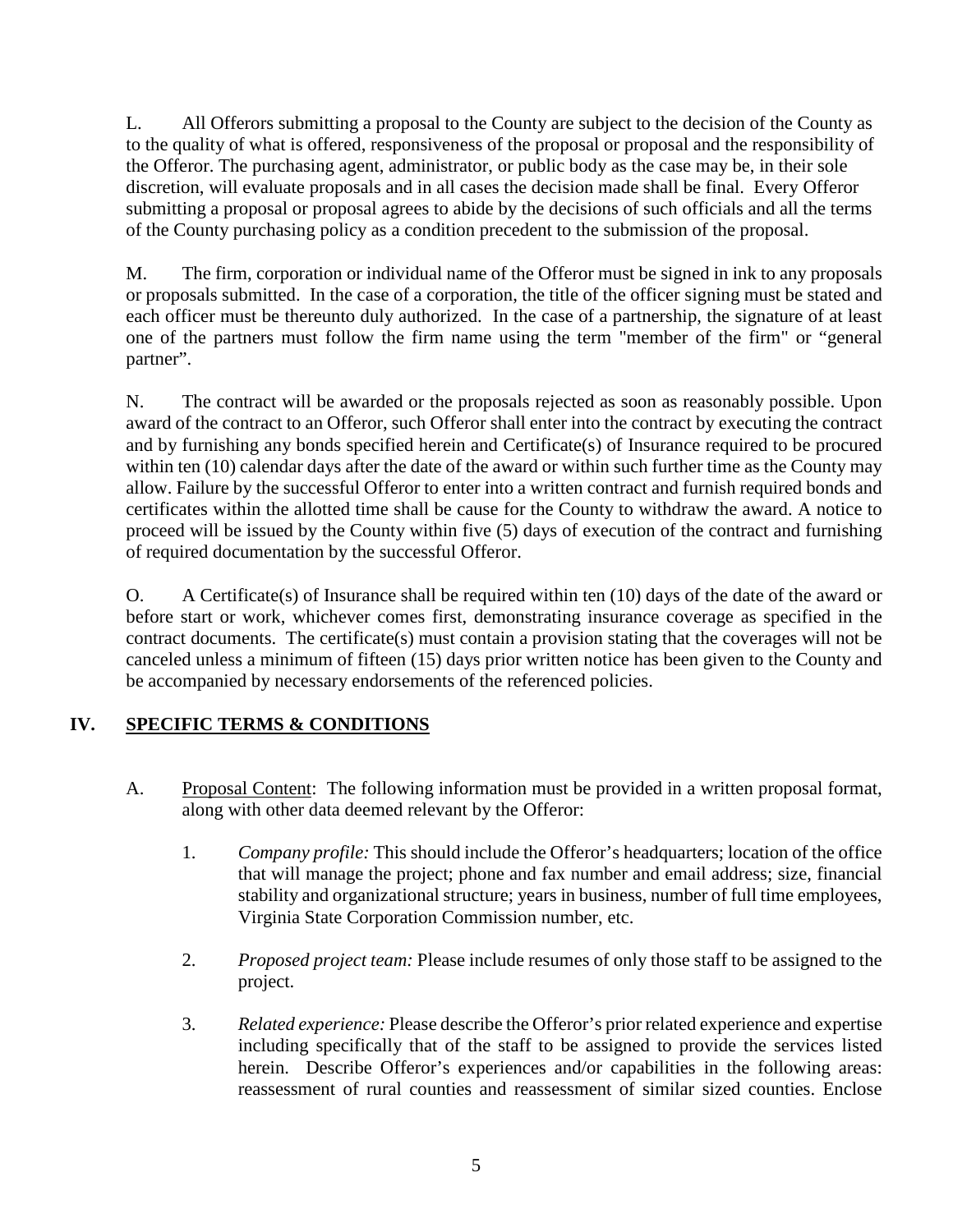L. All Offerors submitting a proposal to the County are subject to the decision of the County as to the quality of what is offered, responsiveness of the proposal or proposal and the responsibility of the Offeror. The purchasing agent, administrator, or public body as the case may be, in their sole discretion, will evaluate proposals and in all cases the decision made shall be final. Every Offeror submitting a proposal or proposal agrees to abide by the decisions of such officials and all the terms of the County purchasing policy as a condition precedent to the submission of the proposal.

M. The firm, corporation or individual name of the Offeror must be signed in ink to any proposals or proposals submitted. In the case of a corporation, the title of the officer signing must be stated and each officer must be thereunto duly authorized. In the case of a partnership, the signature of at least one of the partners must follow the firm name using the term "member of the firm" or "general partner".

N. The contract will be awarded or the proposals rejected as soon as reasonably possible. Upon award of the contract to an Offeror, such Offeror shall enter into the contract by executing the contract and by furnishing any bonds specified herein and Certificate(s) of Insurance required to be procured within ten (10) calendar days after the date of the award or within such further time as the County may allow. Failure by the successful Offeror to enter into a written contract and furnish required bonds and certificates within the allotted time shall be cause for the County to withdraw the award. A notice to proceed will be issued by the County within five (5) days of execution of the contract and furnishing of required documentation by the successful Offeror.

O. A Certificate(s) of Insurance shall be required within ten (10) days of the date of the award or before start or work, whichever comes first, demonstrating insurance coverage as specified in the contract documents. The certificate(s) must contain a provision stating that the coverages will not be canceled unless a minimum of fifteen (15) days prior written notice has been given to the County and be accompanied by necessary endorsements of the referenced policies.

## IV. SPECIFIC TERMS & CONDITIONS

A. Proposal Content: The following information must be provided in a written proposal format, along with other data deemed relevant by the Offeror:

1. *Company profile:* This should include the Offeror's headquarters; location of the office that will manage the project; phone and fax number and email address; size, financial stability and organizational structure; years in business, number of full time employees, Virginia State Corporation Commission number, etc.

2. *Proposed project team:* Please include resumes of only those staff to be assigned to the project.

3. *Related experience:* Please describe the Offeror's prior related experience and expertise including specifically that of the staff to be assigned to provide the services listed herein. Describe Offeror's experiences and/or capabilities in the following areas: reassessment of rural counties and reassessment of similar sized counties. Enclose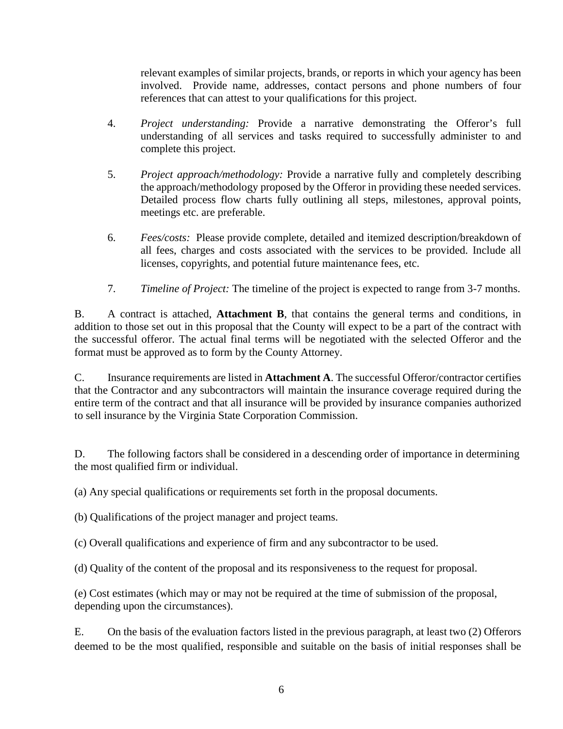relevant examples of similar projects, brands, or reports in which your agency has been involved. Provide name, addresses, contact persons and phone numbers of four references that can attest to your qualifications for this project.

4. *Project understanding:* Provide a narrative demonstrating the Offeror's full understanding of all services and tasks required to successfully administer to and complete this project.

5. *Project approach/methodology:* Provide a narrative fully and completely describing the approach/methodology proposed by the Offeror in providing these needed services. Detailed process flow charts fully outlining all steps, milestones, approval points, meetings etc. are preferable.

6. *Fees/costs:* Please provide complete, detailed and itemized description/breakdown of all fees, charges and costs associated with the services to be provided. Include all licenses, copyrights, and potential future maintenance fees, etc.

7. *Timeline of Project:* The timeline of the project is expected to range from 3-7 months.

B. A contract is attached, **Attachment B**, that contains the general terms and conditions, in addition to those set out in this proposal that the County will expect to be a part of the contract with the successful offeror. The actual final terms will be negotiated with the selected Offeror and the format must be approved as to form by the County Attorney.

C. Insurance requirements are listed in **Attachment A**. The successful Offeror/contractor certifies that the Contractor and any subcontractors will maintain the insurance coverage required during the entire term of the contract and that all insurance will be provided by insurance companies authorized to sell insurance by the Virginia State Corporation Commission.

D. The following factors shall be considered in a descending order of importance in determining the most qualified firm or individual.

(a) Any special qualifications or requirements set forth in the proposal documents.

(b) Qualifications of the project manager and project teams.

(c) Overall qualifications and experience of firm and any subcontractor to be used.

(d) Quality of the content of the proposal and its responsiveness to the request for proposal.

(e) Cost estimates (which may or may not be required at the time of submission of the proposal, depending upon the circumstances).

E. On the basis of the evaluation factors listed in the previous paragraph, at least two (2) Offerors deemed to be the most qualified, responsible and suitable on the basis of initial responses shall be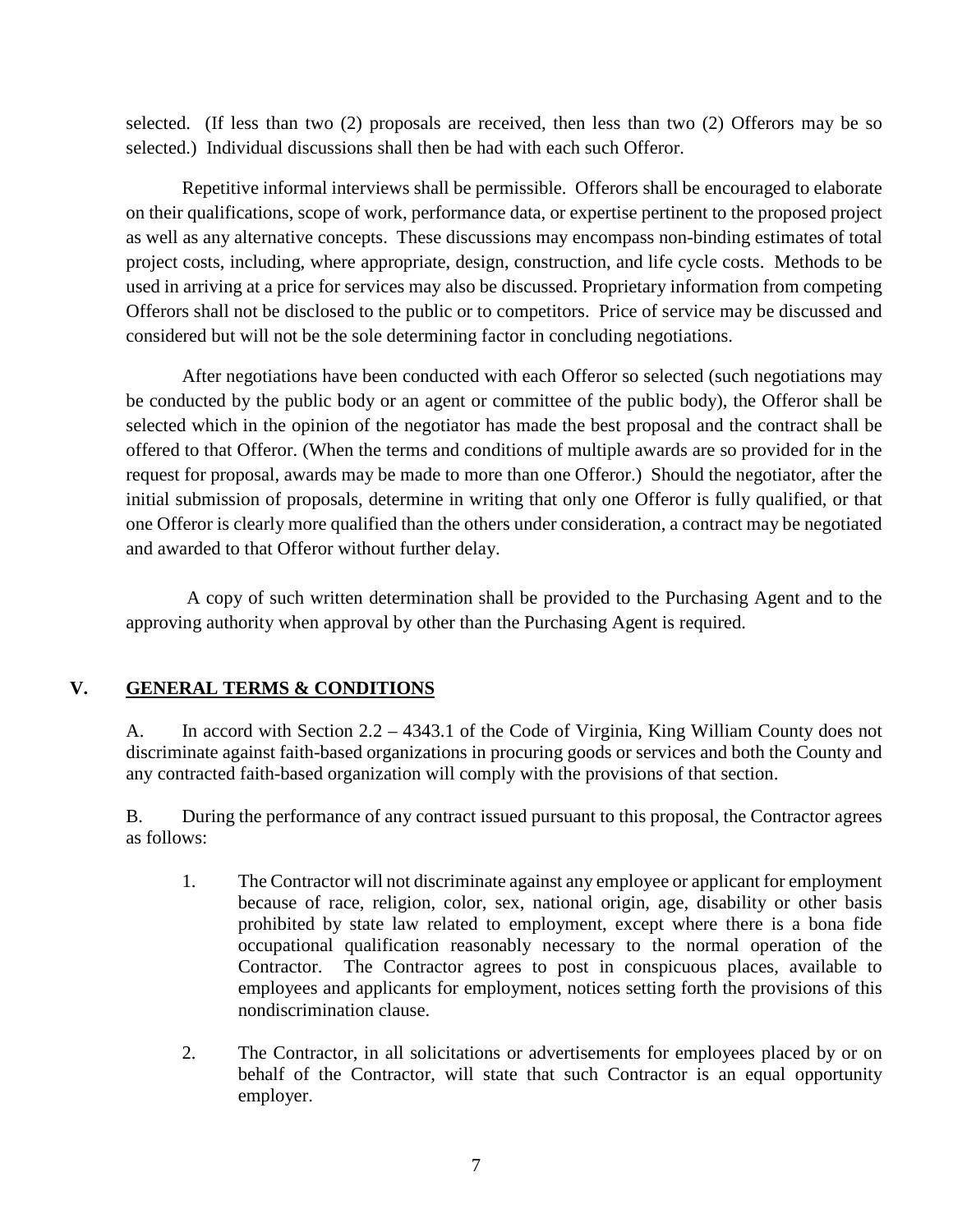selected. (If less than two (2) proposals are received, then less than two (2) Offerors may be so selected.) Individual discussions shall then be had with each such Offeror.

Repetitive informal interviews shall be permissible. Offerors shall be encouraged to elaborate on their qualifications, scope of work, performance data, or expertise pertinent to the proposed project as well as any alternative concepts. These discussions may encompass non-binding estimates of total project costs, including, where appropriate, design, construction, and life cycle costs. Methods to be used in arriving at a price for services may also be discussed. Proprietary information from competing Offerors shall not be disclosed to the public or to competitors. Price of service may be discussed and considered but will not be the sole determining factor in concluding negotiations.

After negotiations have been conducted with each Offeror so selected (such negotiations may be conducted by the public body or an agent or committee of the public body), the Offeror shall be selected which in the opinion of the negotiator has made the best proposal and the contract shall be offered to that Offeror. (When the terms and conditions of multiple awards are so provided for in the request for proposal, awards may be made to more than one Offeror.) Should the negotiator, after the initial submission of proposals, determine in writing that only one Offeror is fully qualified, or that one Offeror is clearly more qualified than the others under consideration, a contract may be negotiated and awarded to that Offeror without further delay.

A copy of such written determination shall be provided to the Purchasing Agent and to the approving authority when approval by other than the Purchasing Agent is required.

## V. GENERAL TERMS & CONDITIONS

A. In accord with Section 2.2 – 4343.1 of the Code of Virginia, King William County does not discriminate against faith-based organizations in procuring goods or services and both the County and any contracted faith-based organization will comply with the provisions of that section.

B. During the performance of any contract issued pursuant to this proposal, the Contractor agrees as follows:

1. The Contractor will not discriminate against any employee or applicant for employment because of race, religion, color, sex, national origin, age, disability or other basis prohibited by state law related to employment, except where there is a bona fide occupational qualification reasonably necessary to the normal operation of the Contractor. The Contractor agrees to post in conspicuous places, available to employees and applicants for employment, notices setting forth the provisions of this nondiscrimination clause.

2. The Contractor, in all solicitations or advertisements for employees placed by or on behalf of the Contractor, will state that such Contractor is an equal opportunity employer.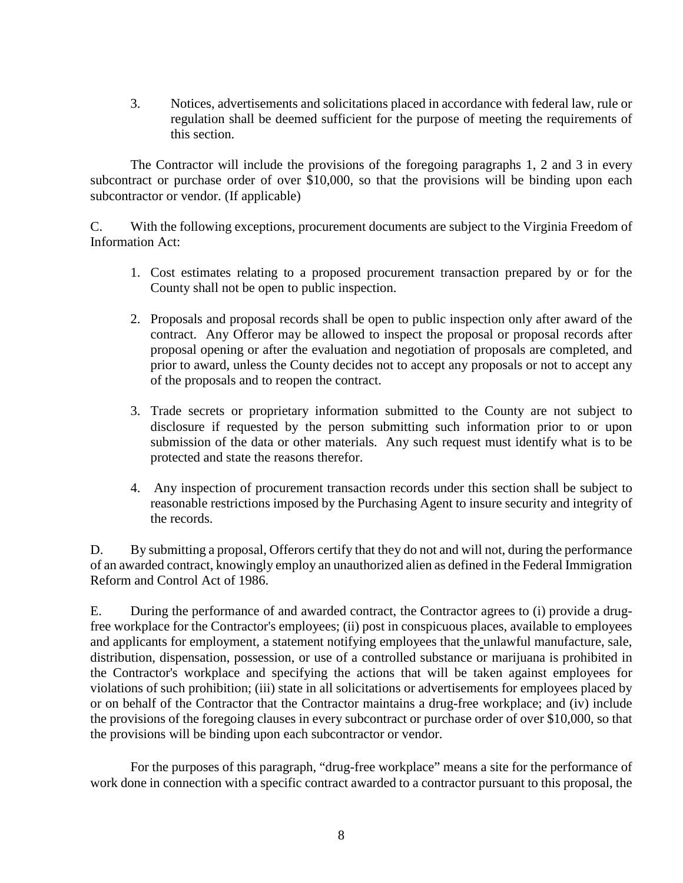3. Notices, advertisements and solicitations placed in accordance with federal law, rule or regulation shall be deemed sufficient for the purpose of meeting the requirements of this section.

The Contractor will include the provisions of the foregoing paragraphs 1, 2 and 3 in every subcontract or purchase order of over $10,000, so that the provisions will be binding upon each subcontractor or vendor. (If applicable)

C. With the following exceptions, procurement documents are subject to the Virginia Freedom of Information Act:

1. Cost estimates relating to a proposed procurement transaction prepared by or for the County shall not be open to public inspection.

2. Proposals and proposal records shall be open to public inspection only after award of the contract. Any Offeror may be allowed to inspect the proposal or proposal records after proposal opening or after the evaluation and negotiation of proposals are completed, and prior to award, unless the County decides not to accept any proposals or not to accept any of the proposals and to reopen the contract.

3. Trade secrets or proprietary information submitted to the County are not subject to disclosure if requested by the person submitting such information prior to or upon submission of the data or other materials. Any such request must identify what is to be protected and state the reasons therefor.

4. Any inspection of procurement transaction records under this section shall be subject to reasonable restrictions imposed by the Purchasing Agent to insure security and integrity of the records.

D. By submitting a proposal, Offerors certify that they do not and will not, during the performance of an awarded contract, knowingly employ an unauthorized alien as defined in the Federal Immigration Reform and Control Act of 1986.

E. During the performance of and awarded contract, the Contractor agrees to (i) provide a drug-free workplace for the Contractor's employees; (ii) post in conspicuous places, available to employees and applicants for employment, a statement notifying employees that the unlawful manufacture, sale, distribution, dispensation, possession, or use of a controlled substance or marijuana is prohibited in the Contractor's workplace and specifying the actions that will be taken against employees for violations of such prohibition; (iii) state in all solicitations or advertisements for employees placed by or on behalf of the Contractor that the Contractor maintains a drug-free workplace; and (iv) include the provisions of the foregoing clauses in every subcontract or purchase order of over $10,000, so that the provisions will be binding upon each subcontractor or vendor.

For the purposes of this paragraph, "drug-free workplace" means a site for the performance of work done in connection with a specific contract awarded to a contractor pursuant to this proposal, the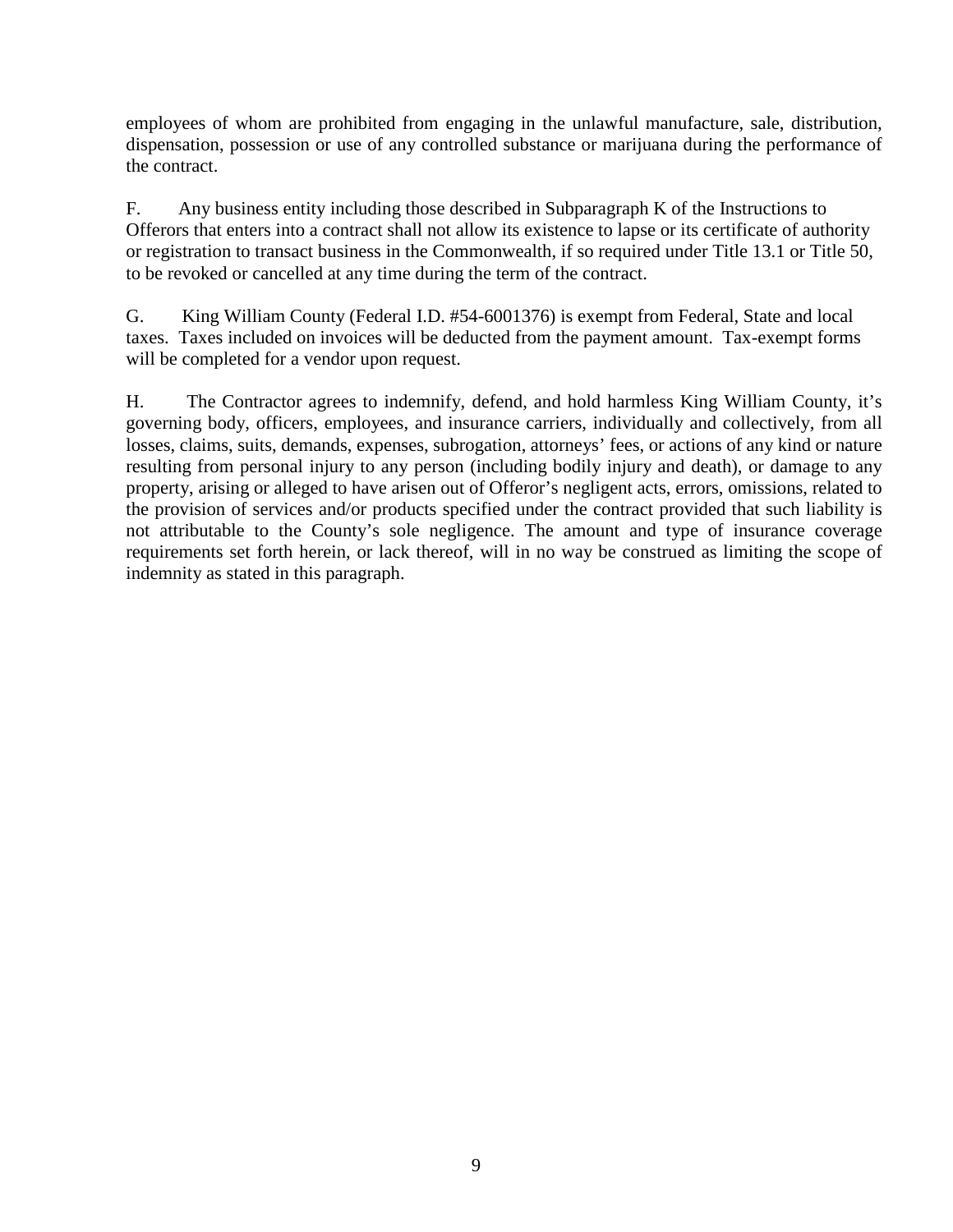employees of whom are prohibited from engaging in the unlawful manufacture, sale, distribution, dispensation, possession or use of any controlled substance or marijuana during the performance of the contract.

F. Any business entity including those described in Subparagraph K of the Instructions to Offerors that enters into a contract shall not allow its existence to lapse or its certificate of authority or registration to transact business in the Commonwealth, if so required under Title 13.1 or Title 50, to be revoked or cancelled at any time during the term of the contract.

G. King William County (Federal I.D. #54-6001376) is exempt from Federal, State and local taxes. Taxes included on invoices will be deducted from the payment amount. Tax-exempt forms will be completed for a vendor upon request.

H. The Contractor agrees to indemnify, defend, and hold harmless King William County, it's governing body, officers, employees, and insurance carriers, individually and collectively, from all losses, claims, suits, demands, expenses, subrogation, attorneys' fees, or actions of any kind or nature resulting from personal injury to any person (including bodily injury and death), or damage to any property, arising or alleged to have arisen out of Offeror's negligent acts, errors, omissions, related to the provision of services and/or products specified under the contract provided that such liability is not attributable to the County's sole negligence. The amount and type of insurance coverage requirements set forth herein, or lack thereof, will in no way be construed as limiting the scope of indemnity as stated in this paragraph.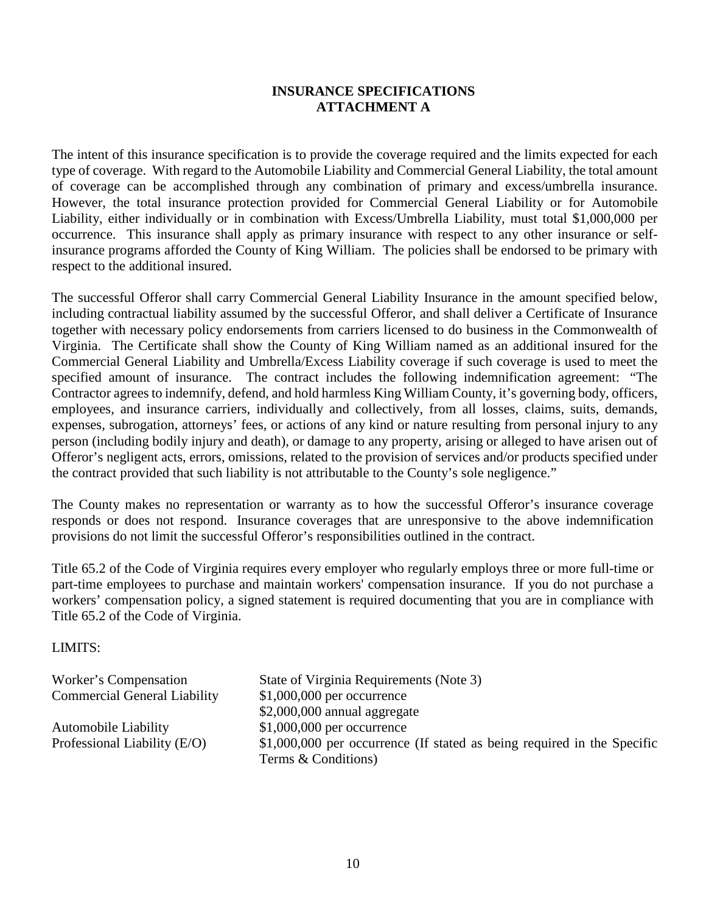# INSURANCE SPECIFICATIONS
## ATTACHMENT A

The intent of this insurance specification is to provide the coverage required and the limits expected for each type of coverage. With regard to the Automobile Liability and Commercial General Liability, the total amount of coverage can be accomplished through any combination of primary and excess/umbrella insurance. However, the total insurance protection provided for Commercial General Liability or for Automobile Liability, either individually or in combination with Excess/Umbrella Liability, must total $1,000,000 per occurrence. This insurance shall apply as primary insurance with respect to any other insurance or self-insurance programs afforded the County of King William. The policies shall be endorsed to be primary with respect to the additional insured.

The successful Offeror shall carry Commercial General Liability Insurance in the amount specified below, including contractual liability assumed by the successful Offeror, and shall deliver a Certificate of Insurance together with necessary policy endorsements from carriers licensed to do business in the Commonwealth of Virginia. The Certificate shall show the County of King William named as an additional insured for the Commercial General Liability and Umbrella/Excess Liability coverage if such coverage is used to meet the specified amount of insurance. The contract includes the following indemnification agreement: "The Contractor agrees to indemnify, defend, and hold harmless King William County, it's governing body, officers, employees, and insurance carriers, individually and collectively, from all losses, claims, suits, demands, expenses, subrogation, attorneys' fees, or actions of any kind or nature resulting from personal injury to any person (including bodily injury and death), or damage to any property, arising or alleged to have arisen out of Offeror's negligent acts, errors, omissions, related to the provision of services and/or products specified under the contract provided that such liability is not attributable to the County's sole negligence."

The County makes no representation or warranty as to how the successful Offeror's insurance coverage responds or does not respond. Insurance coverages that are unresponsive to the above indemnification provisions do not limit the successful Offeror's responsibilities outlined in the contract.

Title 65.2 of the Code of Virginia requires every employer who regularly employs three or more full-time or part-time employees to purchase and maintain workers' compensation insurance. If you do not purchase a workers' compensation policy, a signed statement is required documenting that you are in compliance with Title 65.2 of the Code of Virginia.

LIMITS:

| | |
|---|---|
| Worker's Compensation | State of Virginia Requirements (Note 3) |
| Commercial General Liability | $1,000,000 per occurrence<br>$2,000,000 annual aggregate |
| Automobile Liability | $1,000,000 per occurrence |
| Professional Liability (E/O) | $1,000,000 per occurrence (If stated as being required in the Specific Terms & Conditions) |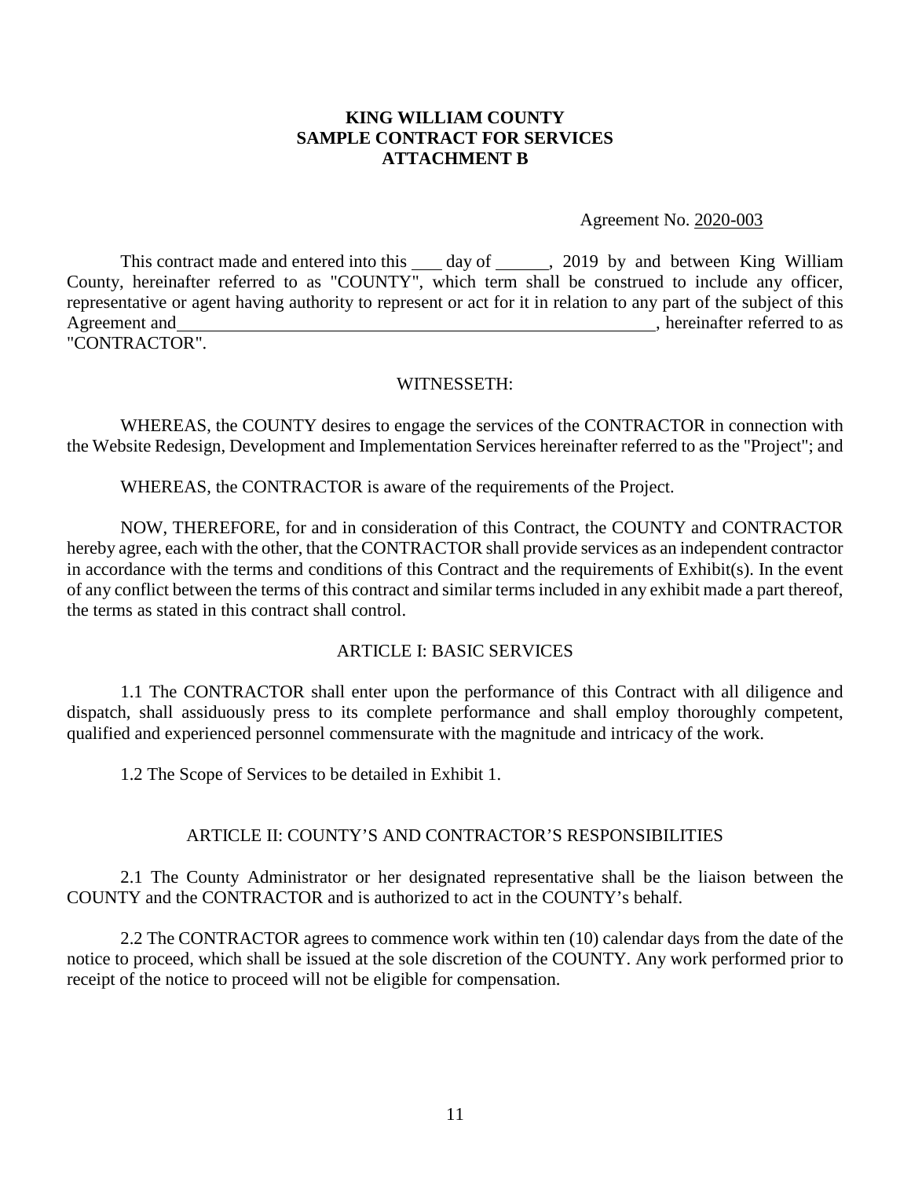**KING WILLIAM COUNTY**
**SAMPLE CONTRACT FOR SERVICES**
**ATTACHMENT B**

Agreement No. 2020-003

This contract made and entered into this \_\_\_ day of \_\_\_\_\_\_, 2019 by and between King William County, hereinafter referred to as "COUNTY", which term shall be construed to include any officer, representative or agent having authority to represent or act for it in relation to any part of the subject of this Agreement and\_\_\_\_\_\_\_\_\_\_\_\_\_\_\_\_\_\_\_\_\_\_\_\_\_\_\_\_\_\_\_\_\_\_\_\_\_\_\_\_\_\_\_\_\_\_\_\_\_\_\_\_\_\_\_\_, hereinafter referred to as "CONTRACTOR".

WITNESSETH:

WHEREAS, the COUNTY desires to engage the services of the CONTRACTOR in connection with the Website Redesign, Development and Implementation Services hereinafter referred to as the "Project"; and

WHEREAS, the CONTRACTOR is aware of the requirements of the Project.

NOW, THEREFORE, for and in consideration of this Contract, the COUNTY and CONTRACTOR hereby agree, each with the other, that the CONTRACTOR shall provide services as an independent contractor in accordance with the terms and conditions of this Contract and the requirements of Exhibit(s). In the event of any conflict between the terms of this contract and similar terms included in any exhibit made a part thereof, the terms as stated in this contract shall control.

ARTICLE I: BASIC SERVICES

1.1 The CONTRACTOR shall enter upon the performance of this Contract with all diligence and dispatch, shall assiduously press to its complete performance and shall employ thoroughly competent, qualified and experienced personnel commensurate with the magnitude and intricacy of the work.

1.2 The Scope of Services to be detailed in Exhibit 1.

ARTICLE II: COUNTY'S AND CONTRACTOR'S RESPONSIBILITIES

2.1 The County Administrator or her designated representative shall be the liaison between the COUNTY and the CONTRACTOR and is authorized to act in the COUNTY's behalf.

2.2 The CONTRACTOR agrees to commence work within ten (10) calendar days from the date of the notice to proceed, which shall be issued at the sole discretion of the COUNTY. Any work performed prior to receipt of the notice to proceed will not be eligible for compensation.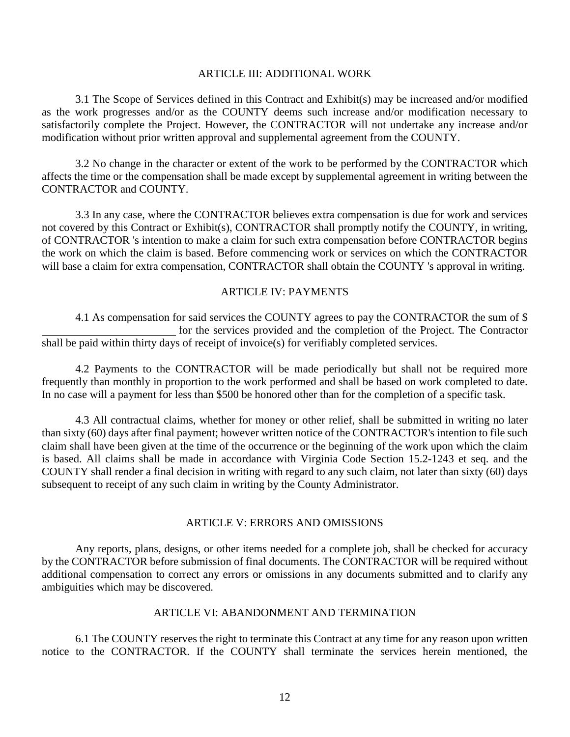## ARTICLE III: ADDITIONAL WORK

3.1 The Scope of Services defined in this Contract and Exhibit(s) may be increased and/or modified as the work progresses and/or as the COUNTY deems such increase and/or modification necessary to satisfactorily complete the Project. However, the CONTRACTOR will not undertake any increase and/or modification without prior written approval and supplemental agreement from the COUNTY.

3.2 No change in the character or extent of the work to be performed by the CONTRACTOR which affects the time or the compensation shall be made except by supplemental agreement in writing between the CONTRACTOR and COUNTY.

3.3 In any case, where the CONTRACTOR believes extra compensation is due for work and services not covered by this Contract or Exhibit(s), CONTRACTOR shall promptly notify the COUNTY, in writing, of CONTRACTOR 's intention to make a claim for such extra compensation before CONTRACTOR begins the work on which the claim is based. Before commencing work or services on which the CONTRACTOR will base a claim for extra compensation, CONTRACTOR shall obtain the COUNTY 's approval in writing.

## ARTICLE IV: PAYMENTS

4.1 As compensation for said services the COUNTY agrees to pay the CONTRACTOR the sum of $ ________________________ for the services provided and the completion of the Project. The Contractor shall be paid within thirty days of receipt of invoice(s) for verifiably completed services.

4.2 Payments to the CONTRACTOR will be made periodically but shall not be required more frequently than monthly in proportion to the work performed and shall be based on work completed to date. In no case will a payment for less than $500 be honored other than for the completion of a specific task.

4.3 All contractual claims, whether for money or other relief, shall be submitted in writing no later than sixty (60) days after final payment; however written notice of the CONTRACTOR's intention to file such claim shall have been given at the time of the occurrence or the beginning of the work upon which the claim is based. All claims shall be made in accordance with Virginia Code Section 15.2-1243 et seq. and the COUNTY shall render a final decision in writing with regard to any such claim, not later than sixty (60) days subsequent to receipt of any such claim in writing by the County Administrator.

## ARTICLE V: ERRORS AND OMISSIONS

Any reports, plans, designs, or other items needed for a complete job, shall be checked for accuracy by the CONTRACTOR before submission of final documents. The CONTRACTOR will be required without additional compensation to correct any errors or omissions in any documents submitted and to clarify any ambiguities which may be discovered.

## ARTICLE VI: ABANDONMENT AND TERMINATION

6.1 The COUNTY reserves the right to terminate this Contract at any time for any reason upon written notice to the CONTRACTOR. If the COUNTY shall terminate the services herein mentioned, the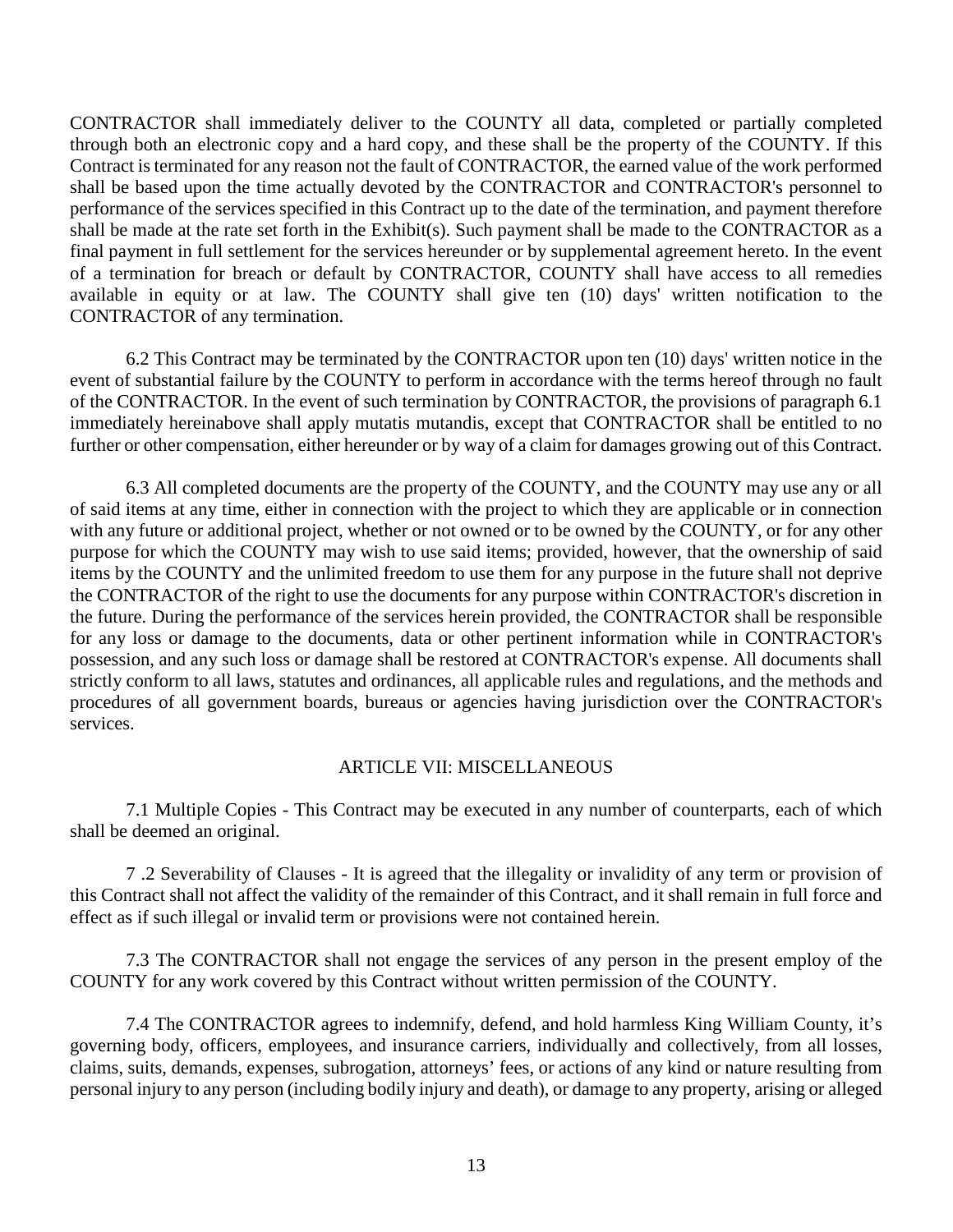CONTRACTOR shall immediately deliver to the COUNTY all data, completed or partially completed through both an electronic copy and a hard copy, and these shall be the property of the COUNTY. If this Contract is terminated for any reason not the fault of CONTRACTOR, the earned value of the work performed shall be based upon the time actually devoted by the CONTRACTOR and CONTRACTOR's personnel to performance of the services specified in this Contract up to the date of the termination, and payment therefore shall be made at the rate set forth in the Exhibit(s). Such payment shall be made to the CONTRACTOR as a final payment in full settlement for the services hereunder or by supplemental agreement hereto. In the event of a termination for breach or default by CONTRACTOR, COUNTY shall have access to all remedies available in equity or at law. The COUNTY shall give ten (10) days' written notification to the CONTRACTOR of any termination.

6.2 This Contract may be terminated by the CONTRACTOR upon ten (10) days' written notice in the event of substantial failure by the COUNTY to perform in accordance with the terms hereof through no fault of the CONTRACTOR. In the event of such termination by CONTRACTOR, the provisions of paragraph 6.1 immediately hereinabove shall apply mutatis mutandis, except that CONTRACTOR shall be entitled to no further or other compensation, either hereunder or by way of a claim for damages growing out of this Contract.

6.3 All completed documents are the property of the COUNTY, and the COUNTY may use any or all of said items at any time, either in connection with the project to which they are applicable or in connection with any future or additional project, whether or not owned or to be owned by the COUNTY, or for any other purpose for which the COUNTY may wish to use said items; provided, however, that the ownership of said items by the COUNTY and the unlimited freedom to use them for any purpose in the future shall not deprive the CONTRACTOR of the right to use the documents for any purpose within CONTRACTOR's discretion in the future. During the performance of the services herein provided, the CONTRACTOR shall be responsible for any loss or damage to the documents, data or other pertinent information while in CONTRACTOR's possession, and any such loss or damage shall be restored at CONTRACTOR's expense. All documents shall strictly conform to all laws, statutes and ordinances, all applicable rules and regulations, and the methods and procedures of all government boards, bureaus or agencies having jurisdiction over the CONTRACTOR's services.

## ARTICLE VII: MISCELLANEOUS

7.1 Multiple Copies - This Contract may be executed in any number of counterparts, each of which shall be deemed an original.

7 .2 Severability of Clauses - It is agreed that the illegality or invalidity of any term or provision of this Contract shall not affect the validity of the remainder of this Contract, and it shall remain in full force and effect as if such illegal or invalid term or provisions were not contained herein.

7.3 The CONTRACTOR shall not engage the services of any person in the present employ of the COUNTY for any work covered by this Contract without written permission of the COUNTY.

7.4 The CONTRACTOR agrees to indemnify, defend, and hold harmless King William County, it's governing body, officers, employees, and insurance carriers, individually and collectively, from all losses, claims, suits, demands, expenses, subrogation, attorneys' fees, or actions of any kind or nature resulting from personal injury to any person (including bodily injury and death), or damage to any property, arising or alleged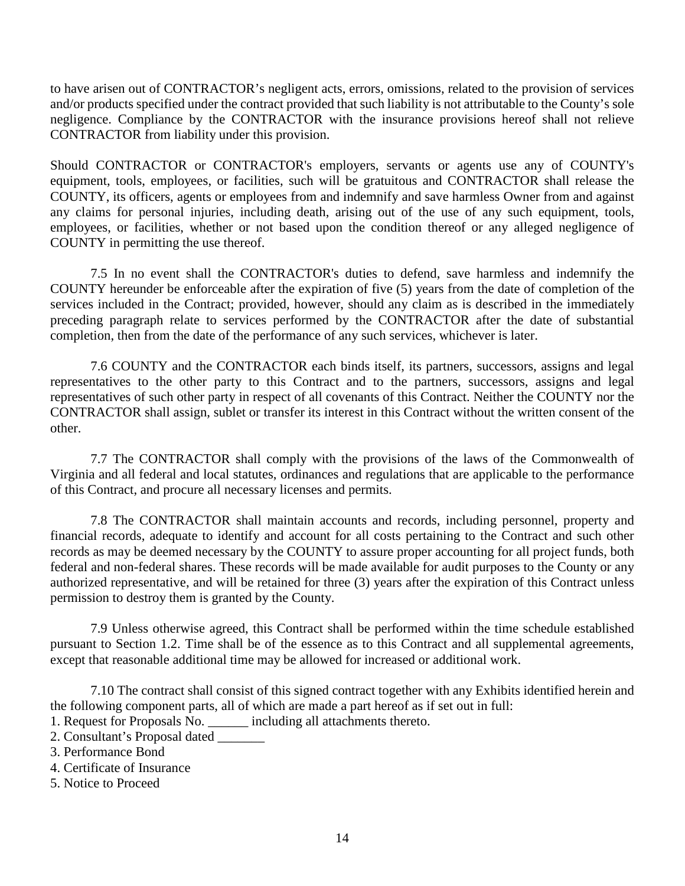to have arisen out of CONTRACTOR's negligent acts, errors, omissions, related to the provision of services and/or products specified under the contract provided that such liability is not attributable to the County's sole negligence. Compliance by the CONTRACTOR with the insurance provisions hereof shall not relieve CONTRACTOR from liability under this provision.

Should CONTRACTOR or CONTRACTOR's employers, servants or agents use any of COUNTY's equipment, tools, employees, or facilities, such will be gratuitous and CONTRACTOR shall release the COUNTY, its officers, agents or employees from and indemnify and save harmless Owner from and against any claims for personal injuries, including death, arising out of the use of any such equipment, tools, employees, or facilities, whether or not based upon the condition thereof or any alleged negligence of COUNTY in permitting the use thereof.

7.5 In no event shall the CONTRACTOR's duties to defend, save harmless and indemnify the COUNTY hereunder be enforceable after the expiration of five (5) years from the date of completion of the services included in the Contract; provided, however, should any claim as is described in the immediately preceding paragraph relate to services performed by the CONTRACTOR after the date of substantial completion, then from the date of the performance of any such services, whichever is later.

7.6 COUNTY and the CONTRACTOR each binds itself, its partners, successors, assigns and legal representatives to the other party to this Contract and to the partners, successors, assigns and legal representatives of such other party in respect of all covenants of this Contract. Neither the COUNTY nor the CONTRACTOR shall assign, sublet or transfer its interest in this Contract without the written consent of the other.

7.7 The CONTRACTOR shall comply with the provisions of the laws of the Commonwealth of Virginia and all federal and local statutes, ordinances and regulations that are applicable to the performance of this Contract, and procure all necessary licenses and permits.

7.8 The CONTRACTOR shall maintain accounts and records, including personnel, property and financial records, adequate to identify and account for all costs pertaining to the Contract and such other records as may be deemed necessary by the COUNTY to assure proper accounting for all project funds, both federal and non-federal shares. These records will be made available for audit purposes to the County or any authorized representative, and will be retained for three (3) years after the expiration of this Contract unless permission to destroy them is granted by the County.

7.9 Unless otherwise agreed, this Contract shall be performed within the time schedule established pursuant to Section 1.2. Time shall be of the essence as to this Contract and all supplemental agreements, except that reasonable additional time may be allowed for increased or additional work.

7.10 The contract shall consist of this signed contract together with any Exhibits identified herein and the following component parts, all of which are made a part hereof as if set out in full:

1. Request for Proposals No. ______ including all attachments thereto.
2. Consultant's Proposal dated _______
3. Performance Bond
4. Certificate of Insurance
5. Notice to Proceed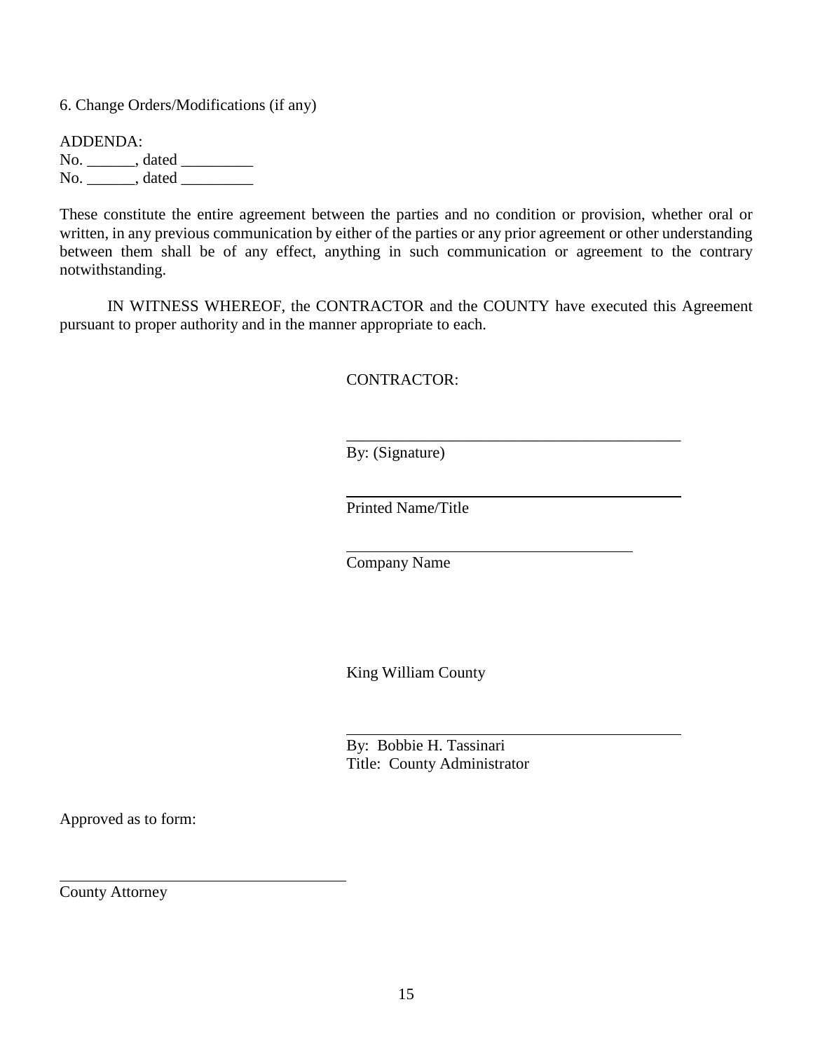6. Change Orders/Modifications (if any)

ADDENDA:
No. ______, dated _________
No. ______, dated _________

These constitute the entire agreement between the parties and no condition or provision, whether oral or written, in any previous communication by either of the parties or any prior agreement or other understanding between them shall be of any effect, anything in such communication or agreement to the contrary notwithstanding.

IN WITNESS WHEREOF, the CONTRACTOR and the COUNTY have executed this Agreement pursuant to proper authority and in the manner appropriate to each.

CONTRACTOR:

_____________________________________________
By: (Signature)

_____________________________________________
Printed Name/Title

______________________________________
Company Name

King William County

_____________________________________________
By: Bobbie H. Tassinari
Title: County Administrator

Approved as to form:

______________________________________
County Attorney